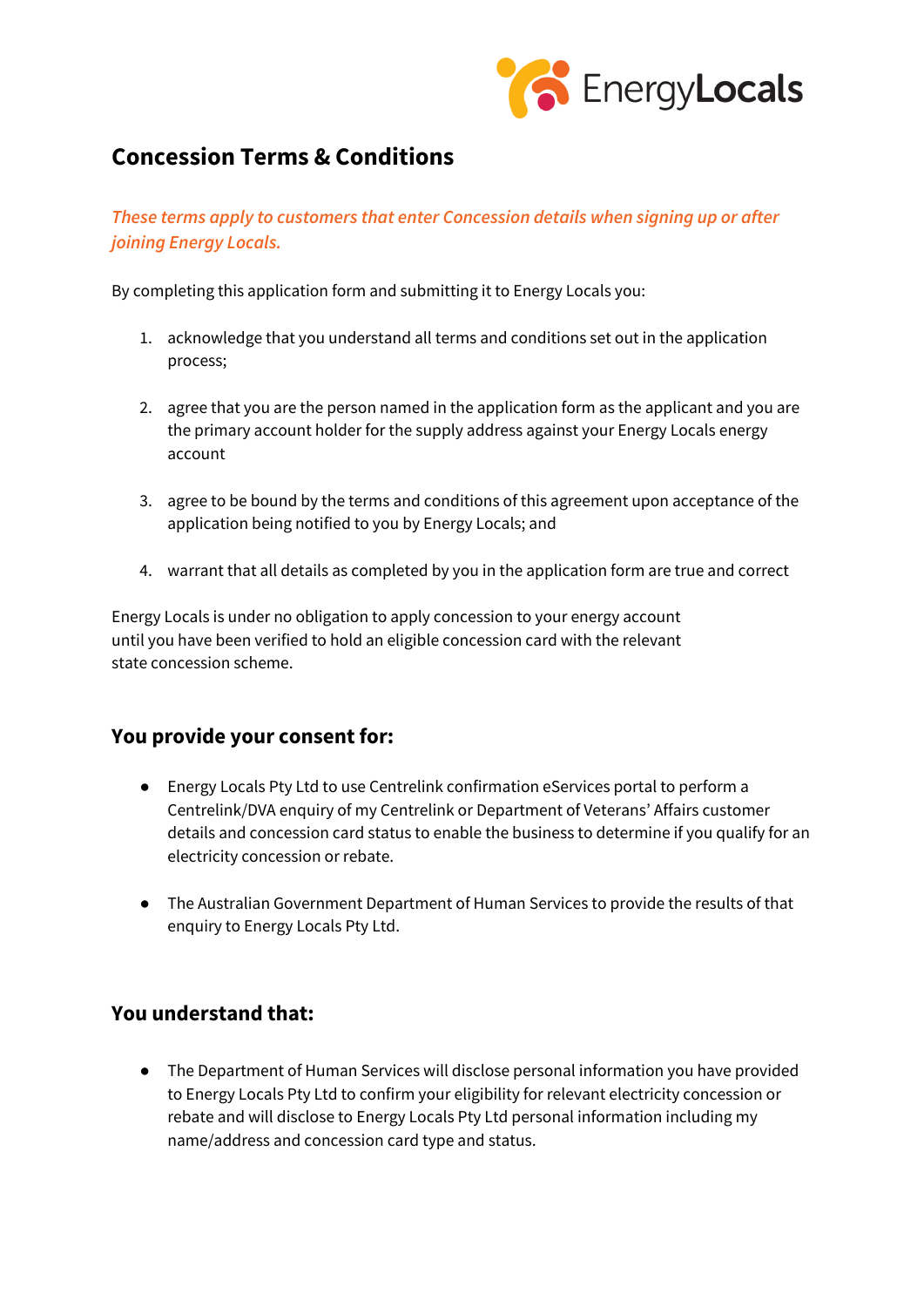# Concession Terms & Conditions

*These terms apply to customers that enter Concession details when signing up or after joining Energy Locals.*

By completing this application form and submitting it to Energy Locals you:

1. acknowledge that you understand all terms and conditions set out in the application process;
2. agree that you are the person named in the application form as the applicant and you are the primary account holder for the supply address against your Energy Locals energy account
3. agree to be bound by the terms and conditions of this agreement upon acceptance of the application being notified to you by Energy Locals; and
4. warrant that all details as completed by you in the application form are true and correct

Energy Locals is under no obligation to apply concession to your energy account until you have been verified to hold an eligible concession card with the relevant state concession scheme.

## You provide your consent for:

- Energy Locals Pty Ltd to use Centrelink confirmation eServices portal to perform a Centrelink/DVA enquiry of my Centrelink or Department of Veterans' Affairs customer details and concession card status to enable the business to determine if you qualify for an electricity concession or rebate.
- The Australian Government Department of Human Services to provide the results of that enquiry to Energy Locals Pty Ltd.

## You understand that:

- The Department of Human Services will disclose personal information you have provided to Energy Locals Pty Ltd to confirm your eligibility for relevant electricity concession or rebate and will disclose to Energy Locals Pty Ltd personal information including my name/address and concession card type and status.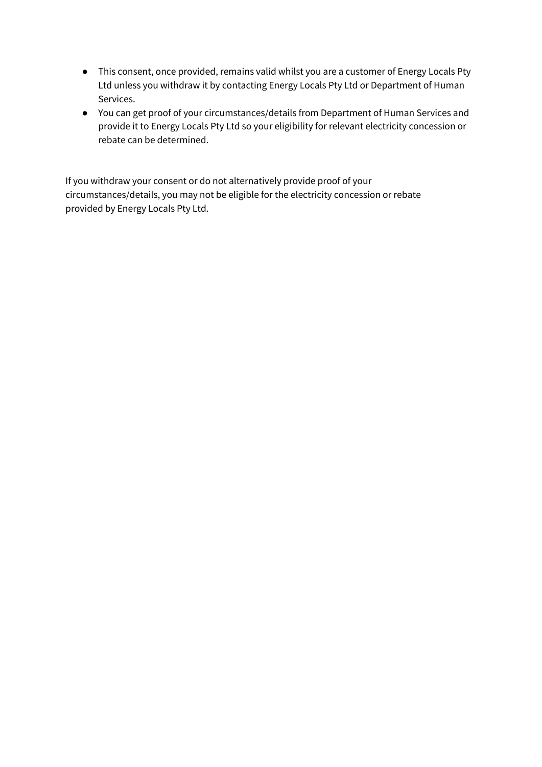- This consent, once provided, remains valid whilst you are a customer of Energy Locals Pty Ltd unless you withdraw it by contacting Energy Locals Pty Ltd or Department of Human Services.
- You can get proof of your circumstances/details from Department of Human Services and provide it to Energy Locals Pty Ltd so your eligibility for relevant electricity concession or rebate can be determined.

If you withdraw your consent or do not alternatively provide proof of your circumstances/details, you may not be eligible for the electricity concession or rebate provided by Energy Locals Pty Ltd.